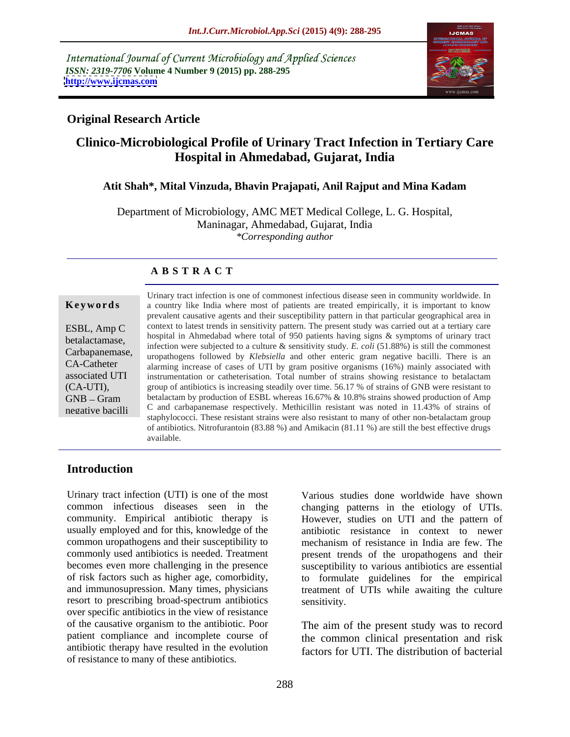International Journal of Current Microbiology and Applied Sciences
*ISSN: 2319-7706* **Volume 4 Number 9 (2015) pp. 288-295**
**http://www.ijcmas.com**

**Original Research Article**

# Clinico-Microbiological Profile of Urinary Tract Infection in Tertiary Care Hospital in Ahmedabad, Gujarat, India

**Atit Shah\*, Mital Vinzuda, Bhavin Prajapati, Anil Rajput and Mina Kadam**

Department of Microbiology, AMC MET Medical College, L. G. Hospital, Maninagar, Ahmedabad, Gujarat, India
*\*Corresponding author*

## A B S T R A C T

**Keywords**

ESBL, Amp C betalactamase, Carbapanemase, CA-Catheter associated UTI (CA-UTI), GNB – Gram negative bacilli

Urinary tract infection is one of commonest infectious disease seen in community worldwide. In a country like India where most of patients are treated empirically, it is important to know prevalent causative agents and their susceptibility pattern in that particular geographical area in context to latest trends in sensitivity pattern. The present study was carried out at a tertiary care hospital in Ahmedabad where total of 950 patients having signs & symptoms of urinary tract infection were subjected to a culture & sensitivity study. *E. coli* (51.88%) is still the commonest uropathogens followed by *Klebsiella* and other enteric gram negative bacilli. There is an alarming increase of cases of UTI by gram positive organisms (16%) mainly associated with instrumentation or catheterisation. Total number of strains showing resistance to betalactam group of antibiotics is increasing steadily over time. 56.17 % of strains of GNB were resistant to betalactam by production of ESBL whereas 16.67% & 10.8% strains showed production of Amp C and carbapanemase respectively. Methicillin resistant was noted in 11.43% of strains of staphylococci. These resistant strains were also resistant to many of other non-betalactam group of antibiotics. Nitrofurantoin (83.88 %) and Amikacin (81.11 %) are still the best effective drugs available.

## Introduction

Urinary tract infection (UTI) is one of the most common infectious diseases seen in the community. Empirical antibiotic therapy is usually employed and for this, knowledge of the common uropathogens and their susceptibility to commonly used antibiotics is needed. Treatment becomes even more challenging in the presence of risk factors such as higher age, comorbidity, and immunosupression. Many times, physicians resort to prescribing broad-spectrum antibiotics over specific antibiotics in the view of resistance of the causative organism to the antibiotic. Poor patient compliance and incomplete course of antibiotic therapy have resulted in the evolution of resistance to many of these antibiotics.

Various studies done worldwide have shown changing patterns in the etiology of UTIs. However, studies on UTI and the pattern of antibiotic resistance in context to newer mechanism of resistance in India are few. The present trends of the uropathogens and their susceptibility to various antibiotics are essential to formulate guidelines for the empirical treatment of UTIs while awaiting the culture sensitivity.

The aim of the present study was to record the common clinical presentation and risk factors for UTI. The distribution of bacterial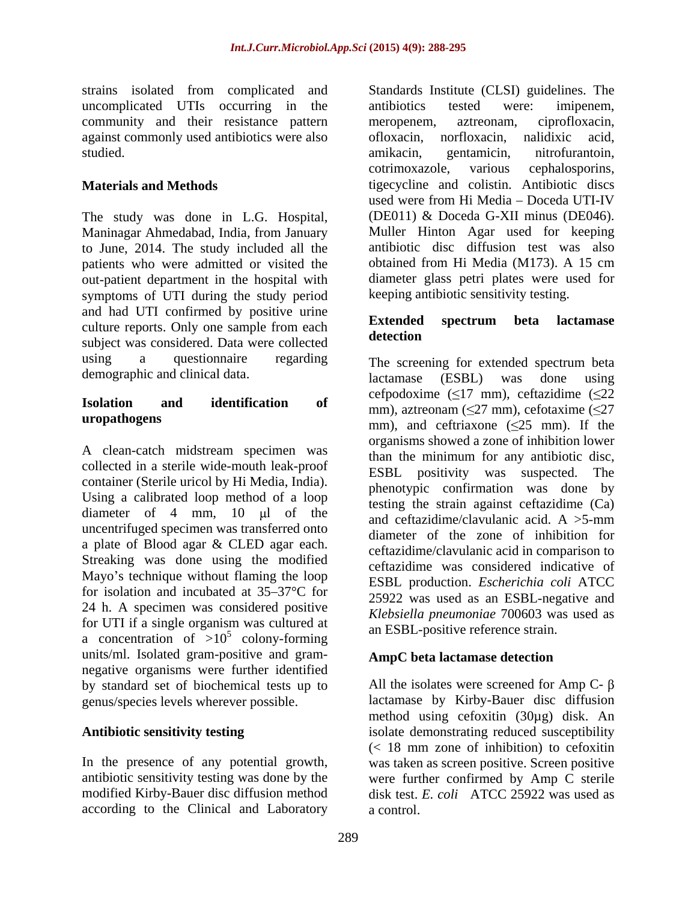strains isolated from complicated and uncomplicated UTIs occurring in the community and their resistance pattern against commonly used antibiotics were also studied.

## Materials and Methods

The study was done in L.G. Hospital, Maninagar Ahmedabad, India, from January to June, 2014. The study included all the patients who were admitted or visited the out-patient department in the hospital with symptoms of UTI during the study period and had UTI confirmed by positive urine culture reports. Only one sample from each subject was considered. Data were collected using a questionnaire regarding demographic and clinical data.

### Isolation and identification of uropathogens

A clean-catch midstream specimen was collected in a sterile wide-mouth leak-proof container (Sterile uricol by Hi Media, India). Using a calibrated loop method of a loop diameter of 4 mm, 10 μl of the uncentrifuged specimen was transferred onto a plate of Blood agar & CLED agar each. Streaking was done using the modified Mayo's technique without flaming the loop for isolation and incubated at 35–37°C for 24 h. A specimen was considered positive for UTI if a single organism was cultured at a concentration of $>10^5$ colony-forming units/ml. Isolated gram-positive and gram-negative organisms were further identified by standard set of biochemical tests up to genus/species levels wherever possible.

### Antibiotic sensitivity testing

In the presence of any potential growth, antibiotic sensitivity testing was done by the modified Kirby-Bauer disc diffusion method according to the Clinical and Laboratory Standards Institute (CLSI) guidelines. The antibiotics tested were: imipenem, meropenem, aztreonam, ciprofloxacin, ofloxacin, norfloxacin, nalidixic acid, amikacin, gentamicin, nitrofurantoin, cotrimoxazole, various cephalosporins, tigecycline and colistin. Antibiotic discs used were from Hi Media – Doceda UTI-IV (DE011) & Doceda G-XII minus (DE046). Muller Hinton Agar used for keeping antibiotic disc diffusion test was also obtained from Hi Media (M173). A 15 cm diameter glass petri plates were used for keeping antibiotic sensitivity testing.

### Extended spectrum beta lactamase detection

The screening for extended spectrum beta lactamase (ESBL) was done using cefpodoxime (≤17 mm), ceftazidime (≤22 mm), aztreonam (≤27 mm), cefotaxime (≤27 mm), and ceftriaxone (≤25 mm). If the organisms showed a zone of inhibition lower than the minimum for any antibiotic disc, ESBL positivity was suspected. The phenotypic confirmation was done by testing the strain against ceftazidime (Ca) and ceftazidime/clavulanic acid. A >5-mm diameter of the zone of inhibition for ceftazidime/clavulanic acid in comparison to ceftazidime was considered indicative of ESBL production. *Escherichia coli* ATCC 25922 was used as an ESBL-negative and *Klebsiella pneumoniae* 700603 was used as an ESBL-positive reference strain.

### AmpC beta lactamase detection

All the isolates were screened for Amp C- β lactamase by Kirby-Bauer disc diffusion method using cefoxitin (30μg) disk. An isolate demonstrating reduced susceptibility (< 18 mm zone of inhibition) to cefoxitin was taken as screen positive. Screen positive were further confirmed by Amp C sterile disk test. *E. coli* ATCC 25922 was used as a control.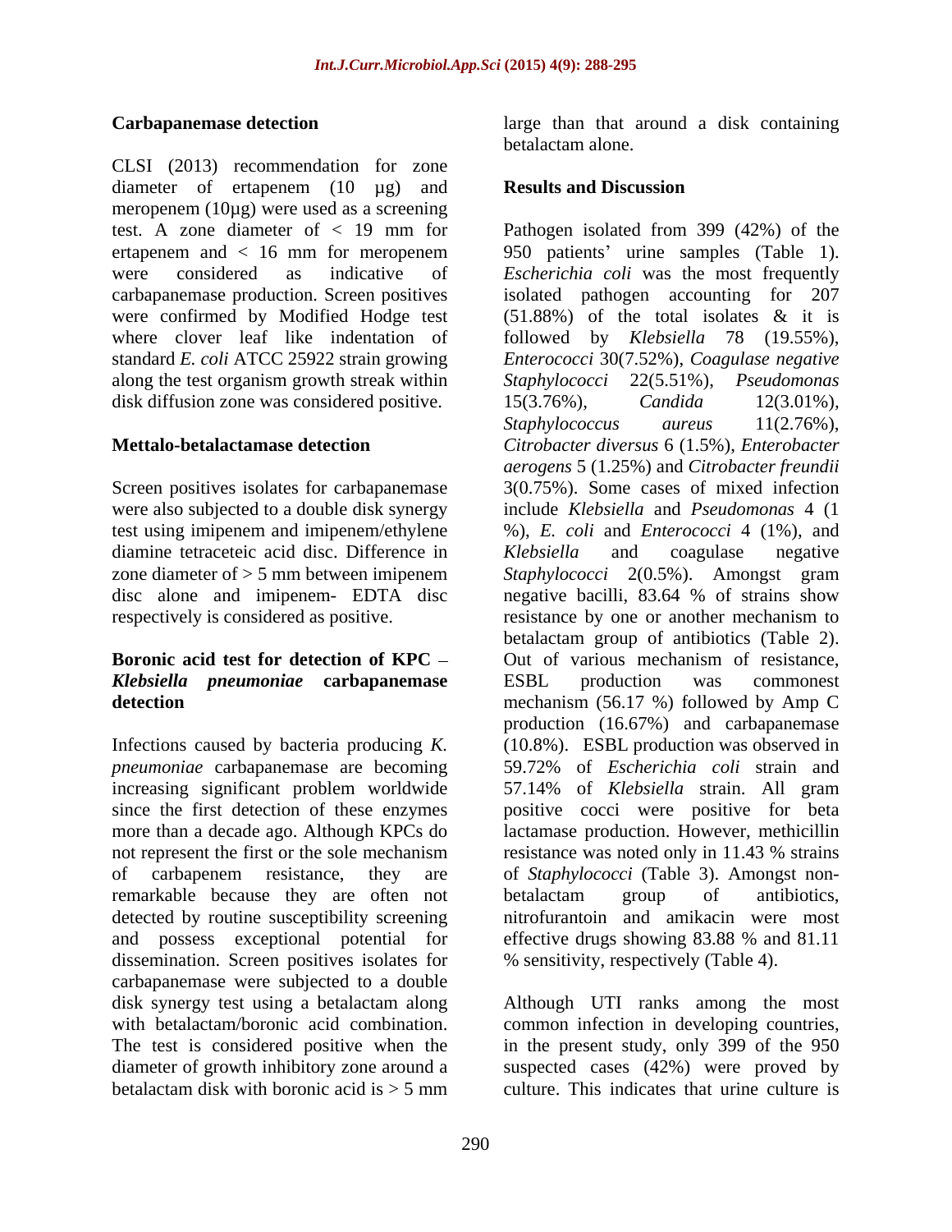**Carbapanemase detection**

CLSI (2013) recommendation for zone diameter of ertapenem (10 µg) and meropenem (10µg) were used as a screening test. A zone diameter of < 19 mm for ertapenem and < 16 mm for meropenem were considered as indicative of carbapanemase production. Screen positives were confirmed by Modified Hodge test where clover leaf like indentation of standard *E. coli* ATCC 25922 strain growing along the test organism growth streak within disk diffusion zone was considered positive.

**Mettalo-betalactamase detection**

Screen positives isolates for carbapanemase were also subjected to a double disk synergy test using imipenem and imipenem/ethylene diamine tetraceteic acid disc. Difference in zone diameter of > 5 mm between imipenem disc alone and imipenem- EDTA disc respectively is considered as positive.

**Boronic acid test for detection of KPC – *Klebsiella pneumoniae* carbapanemase detection**

Infections caused by bacteria producing *K. pneumoniae* carbapanemase are becoming increasing significant problem worldwide since the first detection of these enzymes more than a decade ago. Although KPCs do not represent the first or the sole mechanism of carbapenem resistance, they are remarkable because they are often not detected by routine susceptibility screening and possess exceptional potential for dissemination. Screen positives isolates for carbapanemase were subjected to a double disk synergy test using a betalactam along with betalactam/boronic acid combination. The test is considered positive when the diameter of growth inhibitory zone around a betalactam disk with boronic acid is > 5 mm large than that around a disk containing betalactam alone.

**Results and Discussion**

Pathogen isolated from 399 (42%) of the 950 patients' urine samples (Table 1). *Escherichia coli* was the most frequently isolated pathogen accounting for 207 (51.88%) of the total isolates & it is followed by *Klebsiella* 78 (19.55%), *Enterococci* 30(7.52%), *Coagulase negative Staphylococci* 22(5.51%), *Pseudomonas* 15(3.76%), *Candida* 12(3.01%), *Staphylococcus aureus* 11(2.76%), *Citrobacter diversus* 6 (1.5%), *Enterobacter aerogens* 5 (1.25%) and *Citrobacter freundii* 3(0.75%). Some cases of mixed infection include *Klebsiella* and *Pseudomonas* 4 (1 %), *E. coli* and *Enterococci* 4 (1%), and *Klebsiella* and coagulase negative *Staphylococci* 2(0.5%). Amongst gram negative bacilli, 83.64 % of strains show resistance by one or another mechanism to betalactam group of antibiotics (Table 2). Out of various mechanism of resistance, ESBL production was commonest mechanism (56.17 %) followed by Amp C production (16.67%) and carbapanemase (10.8%). ESBL production was observed in 59.72% of *Escherichia coli* strain and 57.14% of *Klebsiella* strain. All gram positive cocci were positive for beta lactamase production. However, methicillin resistance was noted only in 11.43 % strains of *Staphylococci* (Table 3). Amongst non-betalactam group of antibiotics, nitrofurantoin and amikacin were most effective drugs showing 83.88 % and 81.11 % sensitivity, respectively (Table 4).

Although UTI ranks among the most common infection in developing countries, in the present study, only 399 of the 950 suspected cases (42%) were proved by culture. This indicates that urine culture is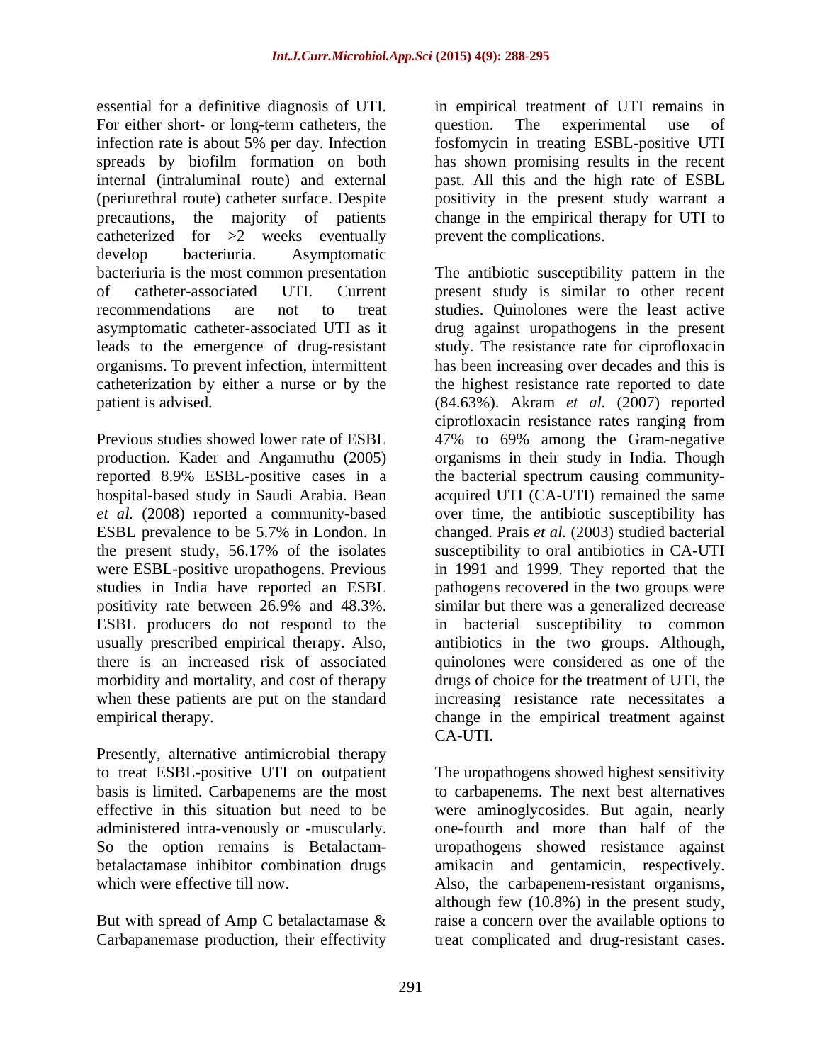essential for a definitive diagnosis of UTI. For either short- or long-term catheters, the infection rate is about 5% per day. Infection spreads by biofilm formation on both internal (intraluminal route) and external (periurethral route) catheter surface. Despite precautions, the majority of patients catheterized for >2 weeks eventually develop bacteriuria. Asymptomatic bacteriuria is the most common presentation of catheter-associated UTI. Current recommendations are not to treat asymptomatic catheter-associated UTI as it leads to the emergence of drug-resistant organisms. To prevent infection, intermittent catheterization by either a nurse or by the patient is advised.

Previous studies showed lower rate of ESBL production. Kader and Angamuthu (2005) reported 8.9% ESBL-positive cases in a hospital-based study in Saudi Arabia. Bean *et al.* (2008) reported a community-based ESBL prevalence to be 5.7% in London. In the present study, 56.17% of the isolates were ESBL-positive uropathogens. Previous studies in India have reported an ESBL positivity rate between 26.9% and 48.3%. ESBL producers do not respond to the usually prescribed empirical therapy. Also, there is an increased risk of associated morbidity and mortality, and cost of therapy when these patients are put on the standard empirical therapy.

Presently, alternative antimicrobial therapy to treat ESBL-positive UTI on outpatient basis is limited. Carbapenems are the most effective in this situation but need to be administered intra-venously or -muscularly. So the option remains is Betalactam-betalactamase inhibitor combination drugs which were effective till now.

But with spread of Amp C betalactamase & Carbapanemase production, their effectivity in empirical treatment of UTI remains in question. The experimental use of fosfomycin in treating ESBL-positive UTI has shown promising results in the recent past. All this and the high rate of ESBL positivity in the present study warrant a change in the empirical therapy for UTI to prevent the complications.

The antibiotic susceptibility pattern in the present study is similar to other recent studies. Quinolones were the least active drug against uropathogens in the present study. The resistance rate for ciprofloxacin has been increasing over decades and this is the highest resistance rate reported to date (84.63%). Akram *et al.* (2007) reported ciprofloxacin resistance rates ranging from 47% to 69% among the Gram-negative organisms in their study in India. Though the bacterial spectrum causing community-acquired UTI (CA-UTI) remained the same over time, the antibiotic susceptibility has changed. Prais *et al.* (2003) studied bacterial susceptibility to oral antibiotics in CA-UTI in 1991 and 1999. They reported that the pathogens recovered in the two groups were similar but there was a generalized decrease in bacterial susceptibility to common antibiotics in the two groups. Although, quinolones were considered as one of the drugs of choice for the treatment of UTI, the increasing resistance rate necessitates a change in the empirical treatment against CA-UTI.

The uropathogens showed highest sensitivity to carbapenems. The next best alternatives were aminoglycosides. But again, nearly one-fourth and more than half of the uropathogens showed resistance against amikacin and gentamicin, respectively. Also, the carbapenem-resistant organisms, although few (10.8%) in the present study, raise a concern over the available options to treat complicated and drug-resistant cases.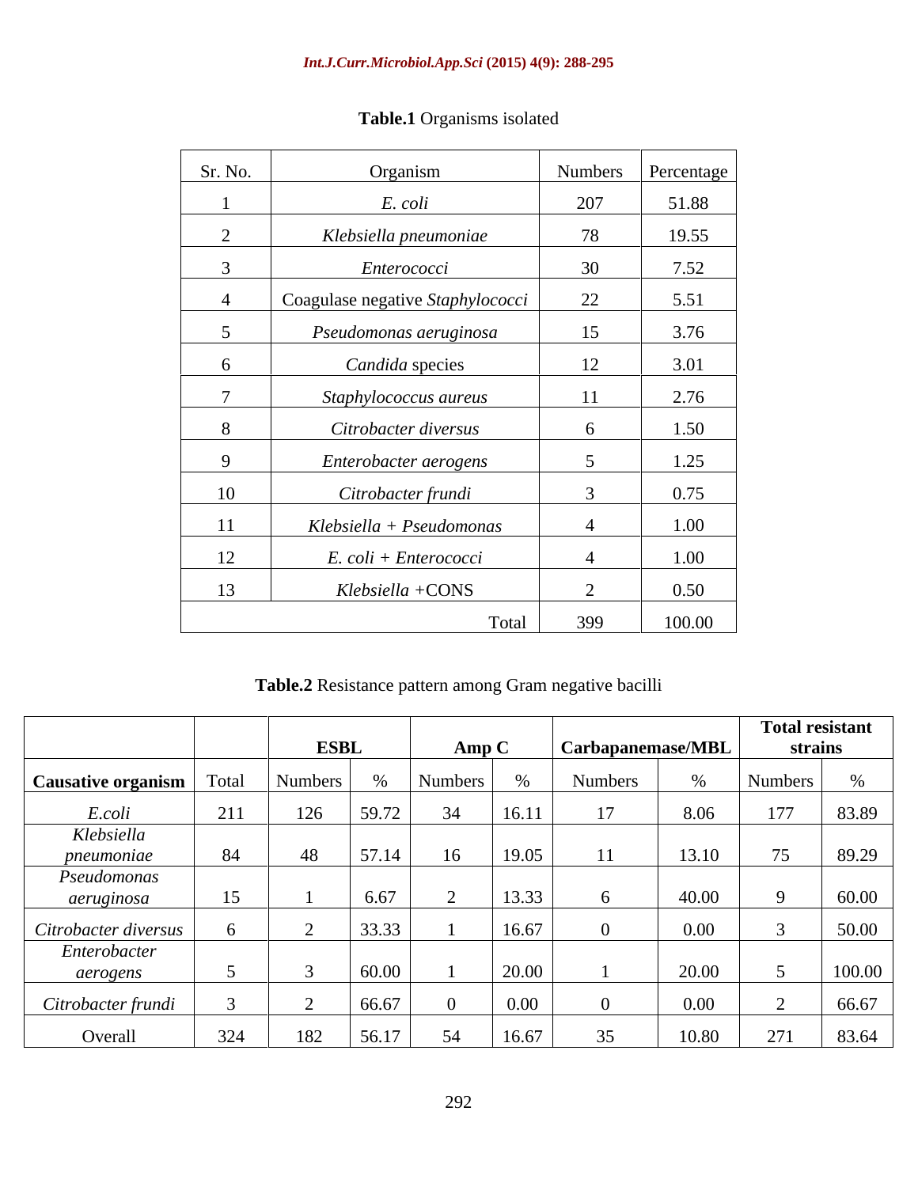**Table.1** Organisms isolated

| Sr. No. | Organism | Numbers | Percentage |
|---|---|---|---|
| 1 | *E. coli* | 207 | 51.88 |
| 2 | *Klebsiella pneumoniae* | 78 | 19.55 |
| 3 | *Enterococci* | 30 | 7.52 |
| 4 | Coagulase negative *Staphylococci* | 22 | 5.51 |
| 5 | *Pseudomonas aeruginosa* | 15 | 3.76 |
| 6 | *Candida* species | 12 | 3.01 |
| 7 | *Staphylococcus aureus* | 11 | 2.76 |
| 8 | *Citrobacter diversus* | 6 | 1.50 |
| 9 | *Enterobacter aerogens* | 5 | 1.25 |
| 10 | *Citrobacter frundi* | 3 | 0.75 |
| 11 | *Klebsiella* + *Pseudomonas* | 4 | 1.00 |
| 12 | *E. coli* + *Enterococci* | 4 | 1.00 |
| 13 | *Klebsiella* +CONS | 2 | 0.50 |
| | Total | 399 | 100.00 |

**Table.2** Resistance pattern among Gram negative bacilli

| | | **ESBL** | | **Amp C** | | **Carbapanemase/MBL** | | **Total resistant strains** | |
|---|---|---|---|---|---|---|---|---|---|
| **Causative organism** | Total | Numbers | % | Numbers | % | Numbers | % | Numbers | % |
| *E.coli* | 211 | 126 | 59.72 | 34 | 16.11 | 17 | 8.06 | 177 | 83.89 |
| *Klebsiella pneumoniae* | 84 | 48 | 57.14 | 16 | 19.05 | 11 | 13.10 | 75 | 89.29 |
| *Pseudomonas aeruginosa* | 15 | 1 | 6.67 | 2 | 13.33 | 6 | 40.00 | 9 | 60.00 |
| *Citrobacter diversus* | 6 | 2 | 33.33 | 1 | 16.67 | 0 | 0.00 | 3 | 50.00 |
| *Enterobacter aerogens* | 5 | 3 | 60.00 | 1 | 20.00 | 1 | 20.00 | 5 | 100.00 |
| *Citrobacter frundi* | 3 | 2 | 66.67 | 0 | 0.00 | 0 | 0.00 | 2 | 66.67 |
| Overall | 324 | 182 | 56.17 | 54 | 16.67 | 35 | 10.80 | 271 | 83.64 |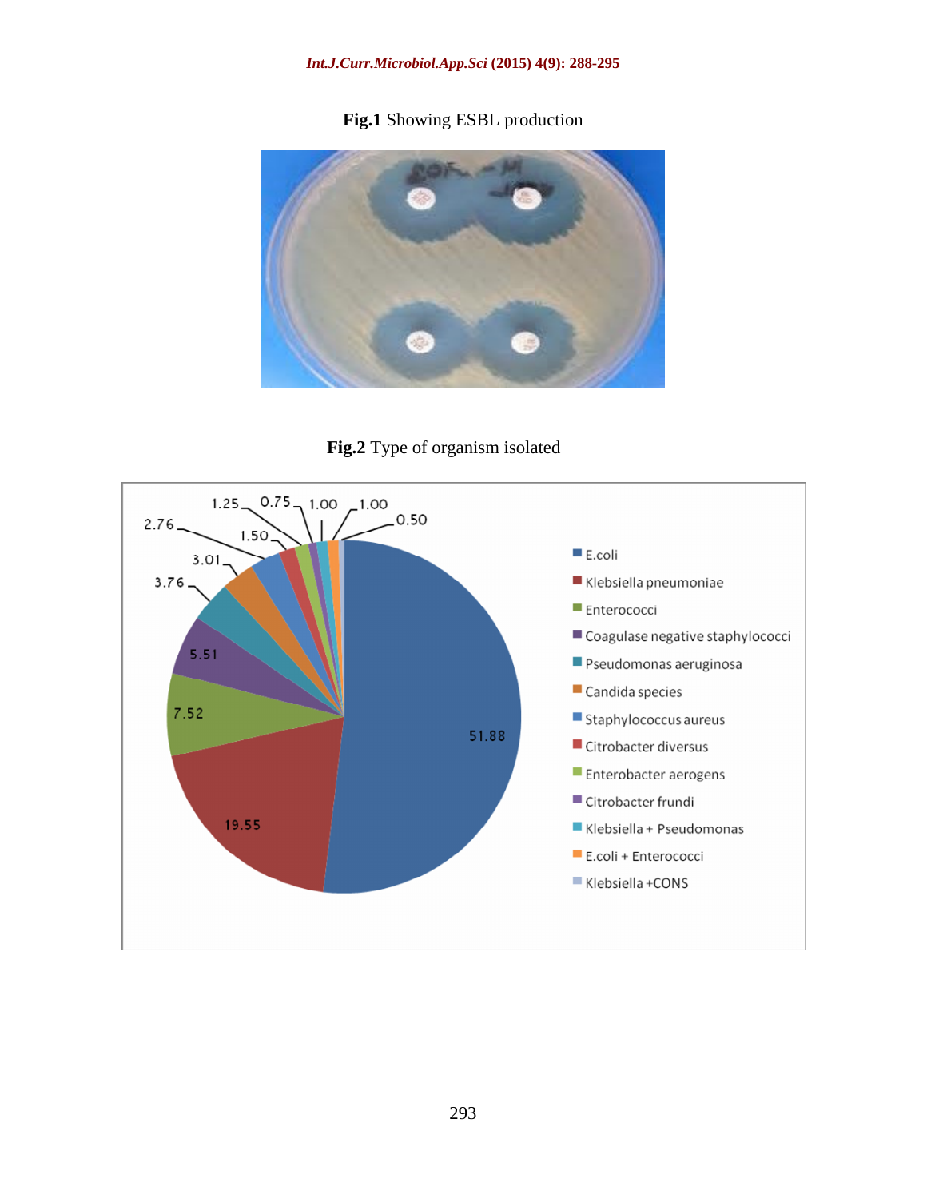**Fig.1** Showing ESBL production

**Fig.2** Type of organism isolated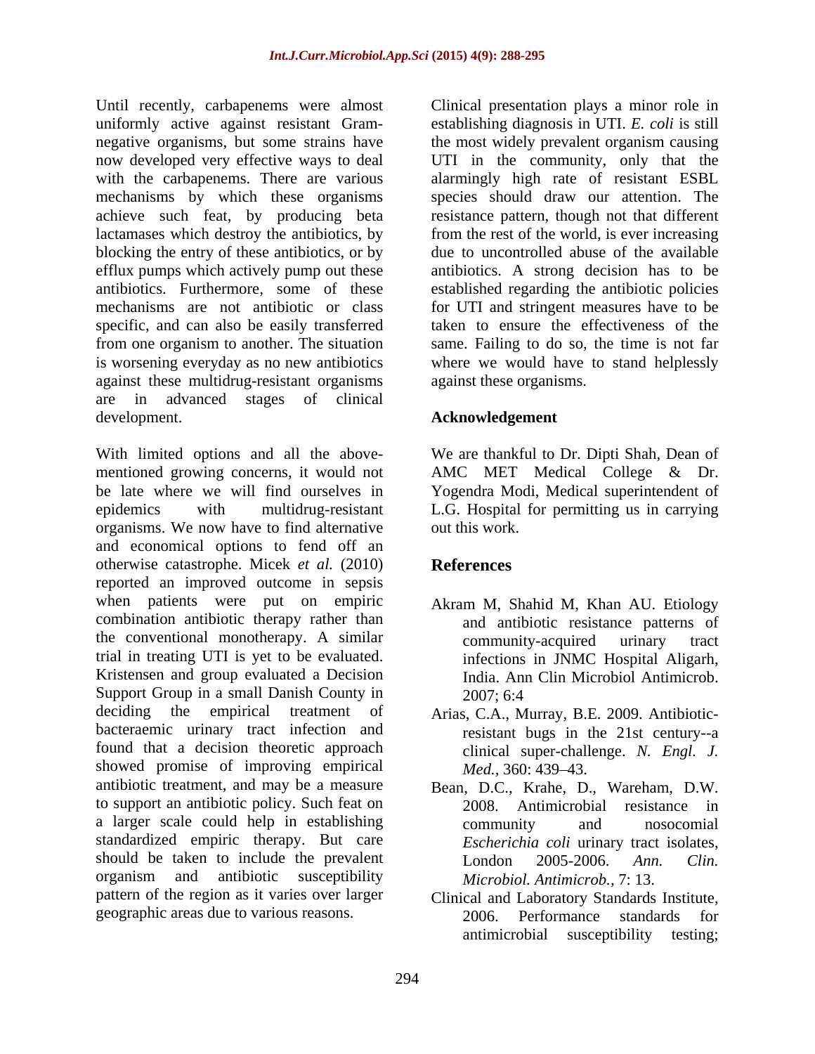Until recently, carbapenems were almost uniformly active against resistant Gram-negative organisms, but some strains have now developed very effective ways to deal with the carbapenems. There are various mechanisms by which these organisms achieve such feat, by producing beta lactamases which destroy the antibiotics, by blocking the entry of these antibiotics, or by efflux pumps which actively pump out these antibiotics. Furthermore, some of these mechanisms are not antibiotic or class specific, and can also be easily transferred from one organism to another. The situation is worsening everyday as no new antibiotics against these multidrug-resistant organisms are in advanced stages of clinical development.

With limited options and all the above-mentioned growing concerns, it would not be late where we will find ourselves in epidemics with multidrug-resistant organisms. We now have to find alternative and economical options to fend off an otherwise catastrophe. Micek *et al.* (2010) reported an improved outcome in sepsis when patients were put on empiric combination antibiotic therapy rather than the conventional monotherapy. A similar trial in treating UTI is yet to be evaluated. Kristensen and group evaluated a Decision Support Group in a small Danish County in deciding the empirical treatment of bacteraemic urinary tract infection and found that a decision theoretic approach showed promise of improving empirical antibiotic treatment, and may be a measure to support an antibiotic policy. Such feat on a larger scale could help in establishing standardized empiric therapy. But care should be taken to include the prevalent organism and antibiotic susceptibility pattern of the region as it varies over larger geographic areas due to various reasons.

Clinical presentation plays a minor role in establishing diagnosis in UTI. *E. coli* is still the most widely prevalent organism causing UTI in the community, only that the alarmingly high rate of resistant ESBL species should draw our attention. The resistance pattern, though not that different from the rest of the world, is ever increasing due to uncontrolled abuse of the available antibiotics. A strong decision has to be established regarding the antibiotic policies for UTI and stringent measures have to be taken to ensure the effectiveness of the same. Failing to do so, the time is not far where we would have to stand helplessly against these organisms.

## Acknowledgement

We are thankful to Dr. Dipti Shah, Dean of AMC MET Medical College & Dr. Yogendra Modi, Medical superintendent of L.G. Hospital for permitting us in carrying out this work.

## References

Akram M, Shahid M, Khan AU. Etiology and antibiotic resistance patterns of community-acquired urinary tract infections in JNMC Hospital Aligarh, India. Ann Clin Microbiol Antimicrob. 2007; 6:4

Arias, C.A., Murray, B.E. 2009. Antibiotic-resistant bugs in the 21st century--a clinical super-challenge. *N. Engl. J. Med.*, 360: 439–43.

Bean, D.C., Krahe, D., Wareham, D.W. 2008. Antimicrobial resistance in community and nosocomial *Escherichia coli* urinary tract isolates, London 2005-2006. *Ann. Clin. Microbiol. Antimicrob.*, 7: 13.

Clinical and Laboratory Standards Institute, 2006. Performance standards for antimicrobial susceptibility testing;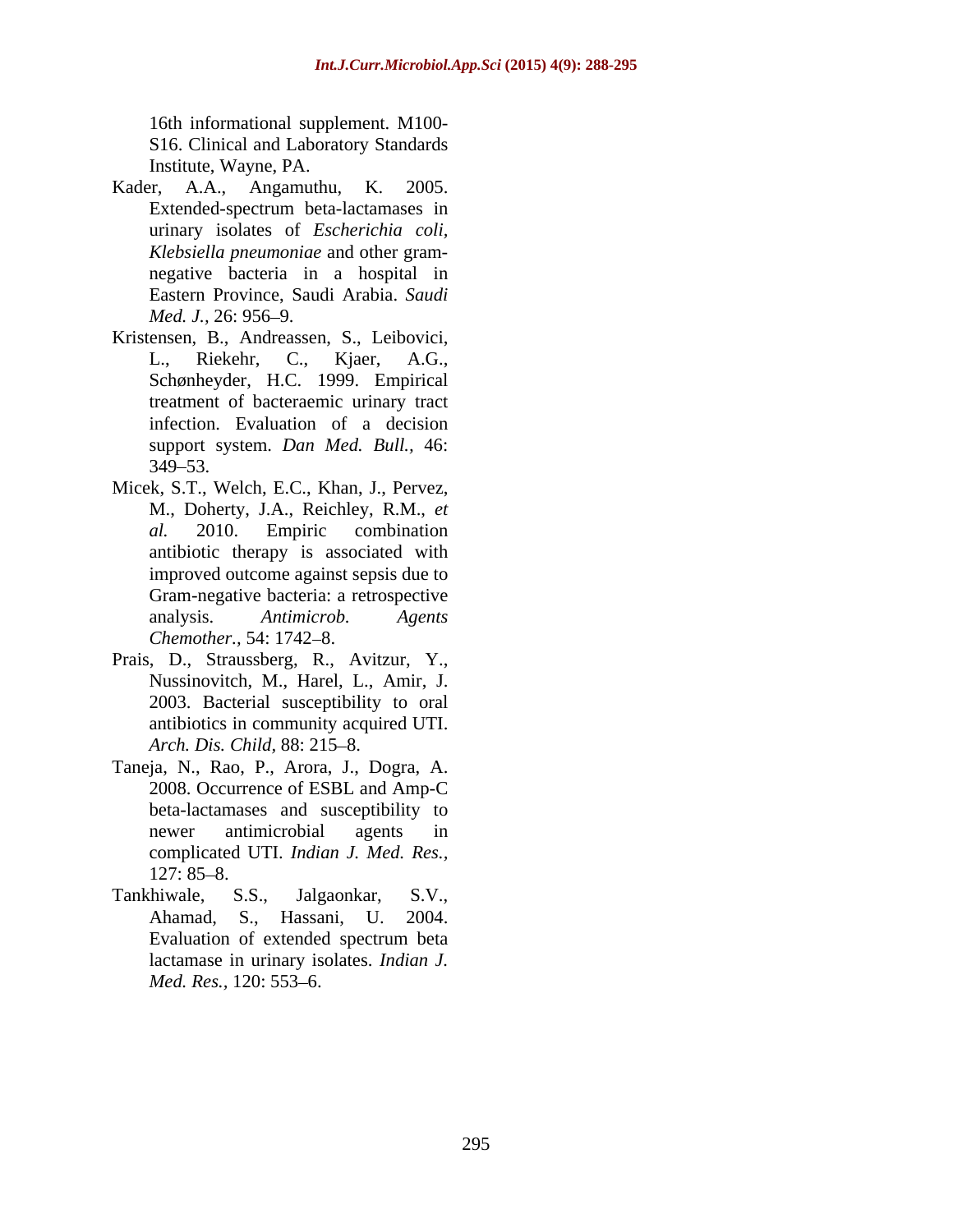16th informational supplement. M100-S16. Clinical and Laboratory Standards Institute, Wayne, PA.

Kader, A.A., Angamuthu, K. 2005. Extended-spectrum beta-lactamases in urinary isolates of *Escherichia coli*, *Klebsiella pneumoniae* and other gram-negative bacteria in a hospital in Eastern Province, Saudi Arabia. *Saudi Med. J.,* 26: 956–9.

Kristensen, B., Andreassen, S., Leibovici, L., Riekehr, C., Kjaer, A.G., Schønheyder, H.C. 1999. Empirical treatment of bacteraemic urinary tract infection. Evaluation of a decision support system. *Dan Med. Bull.,* 46: 349–53.

Micek, S.T., Welch, E.C., Khan, J., Pervez, M., Doherty, J.A., Reichley, R.M., *et al.* 2010. Empiric combination antibiotic therapy is associated with improved outcome against sepsis due to Gram-negative bacteria: a retrospective analysis. *Antimicrob. Agents Chemother.,* 54: 1742–8.

Prais, D., Straussberg, R., Avitzur, Y., Nussinovitch, M., Harel, L., Amir, J. 2003. Bacterial susceptibility to oral antibiotics in community acquired UTI. *Arch. Dis. Child,* 88: 215–8.

Taneja, N., Rao, P., Arora, J., Dogra, A. 2008. Occurrence of ESBL and Amp-C beta-lactamases and susceptibility to newer antimicrobial agents in complicated UTI. *Indian J. Med. Res.,* 127: 85–8.

Tankhiwale, S.S., Jalgaonkar, S.V., Ahamad, S., Hassani, U. 2004. Evaluation of extended spectrum beta lactamase in urinary isolates. *Indian J. Med. Res.,* 120: 553–6.